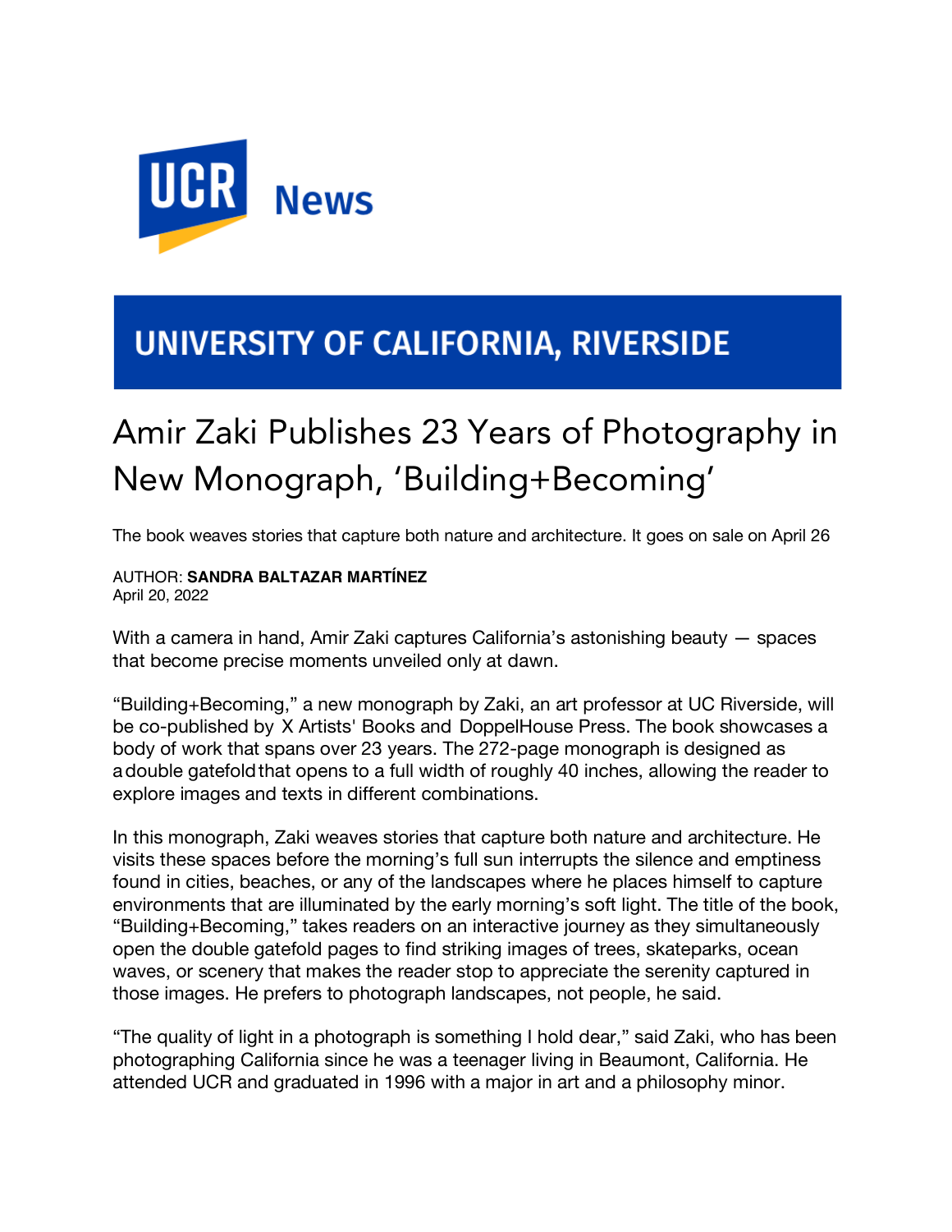UCR News

UNIVERSITY OF CALIFORNIA, RIVERSIDE

# Amir Zaki Publishes 23 Years of Photography in New Monograph, 'Building+Becoming'

The book weaves stories that capture both nature and architecture. It goes on sale on April 26

AUTHOR: **SANDRA BALTAZAR MARTÍNEZ**
April 20, 2022

With a camera in hand, Amir Zaki captures California's astonishing beauty — spaces that become precise moments unveiled only at dawn.

"Building+Becoming," a new monograph by Zaki, an art professor at UC Riverside, will be co-published by X Artists' Books and DoppelHouse Press. The book showcases a body of work that spans over 23 years. The 272-page monograph is designed as a double gatefold that opens to a full width of roughly 40 inches, allowing the reader to explore images and texts in different combinations.

In this monograph, Zaki weaves stories that capture both nature and architecture. He visits these spaces before the morning's full sun interrupts the silence and emptiness found in cities, beaches, or any of the landscapes where he places himself to capture environments that are illuminated by the early morning's soft light. The title of the book, "Building+Becoming," takes readers on an interactive journey as they simultaneously open the double gatefold pages to find striking images of trees, skateparks, ocean waves, or scenery that makes the reader stop to appreciate the serenity captured in those images. He prefers to photograph landscapes, not people, he said.

"The quality of light in a photograph is something I hold dear," said Zaki, who has been photographing California since he was a teenager living in Beaumont, California. He attended UCR and graduated in 1996 with a major in art and a philosophy minor.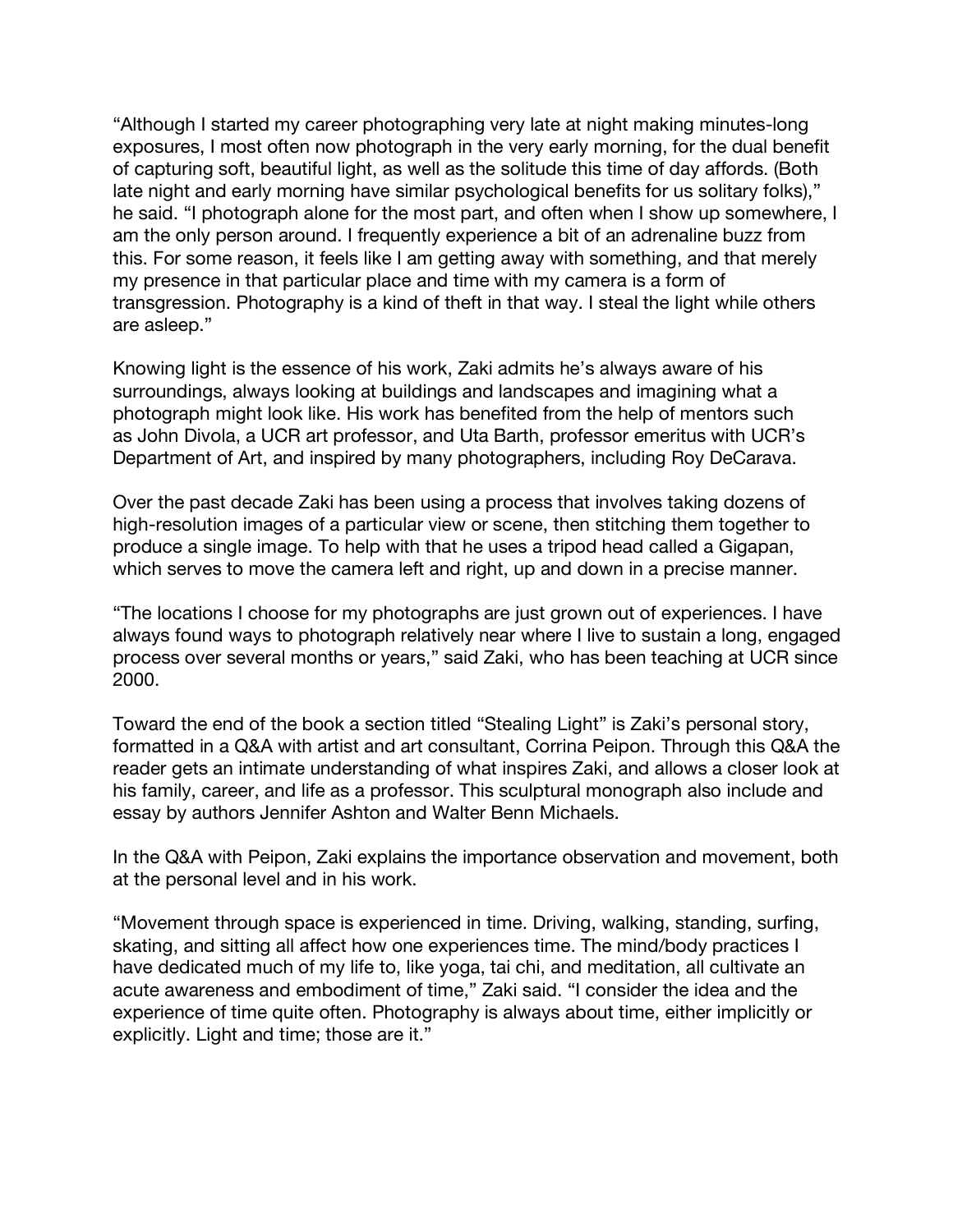"Although I started my career photographing very late at night making minutes-long exposures, I most often now photograph in the very early morning, for the dual benefit of capturing soft, beautiful light, as well as the solitude this time of day affords. (Both late night and early morning have similar psychological benefits for us solitary folks)," he said. "I photograph alone for the most part, and often when I show up somewhere, I am the only person around. I frequently experience a bit of an adrenaline buzz from this. For some reason, it feels like I am getting away with something, and that merely my presence in that particular place and time with my camera is a form of transgression. Photography is a kind of theft in that way. I steal the light while others are asleep."

Knowing light is the essence of his work, Zaki admits he's always aware of his surroundings, always looking at buildings and landscapes and imagining what a photograph might look like. His work has benefited from the help of mentors such as John Divola, a UCR art professor, and Uta Barth, professor emeritus with UCR's Department of Art, and inspired by many photographers, including Roy DeCarava.

Over the past decade Zaki has been using a process that involves taking dozens of high-resolution images of a particular view or scene, then stitching them together to produce a single image. To help with that he uses a tripod head called a Gigapan, which serves to move the camera left and right, up and down in a precise manner.

"The locations I choose for my photographs are just grown out of experiences. I have always found ways to photograph relatively near where I live to sustain a long, engaged process over several months or years," said Zaki, who has been teaching at UCR since 2000.

Toward the end of the book a section titled "Stealing Light" is Zaki's personal story, formatted in a Q&A with artist and art consultant, Corrina Peipon. Through this Q&A the reader gets an intimate understanding of what inspires Zaki, and allows a closer look at his family, career, and life as a professor. This sculptural monograph also include and essay by authors Jennifer Ashton and Walter Benn Michaels.

In the Q&A with Peipon, Zaki explains the importance observation and movement, both at the personal level and in his work.

"Movement through space is experienced in time. Driving, walking, standing, surfing, skating, and sitting all affect how one experiences time. The mind/body practices I have dedicated much of my life to, like yoga, tai chi, and meditation, all cultivate an acute awareness and embodiment of time," Zaki said. "I consider the idea and the experience of time quite often. Photography is always about time, either implicitly or explicitly. Light and time; those are it."